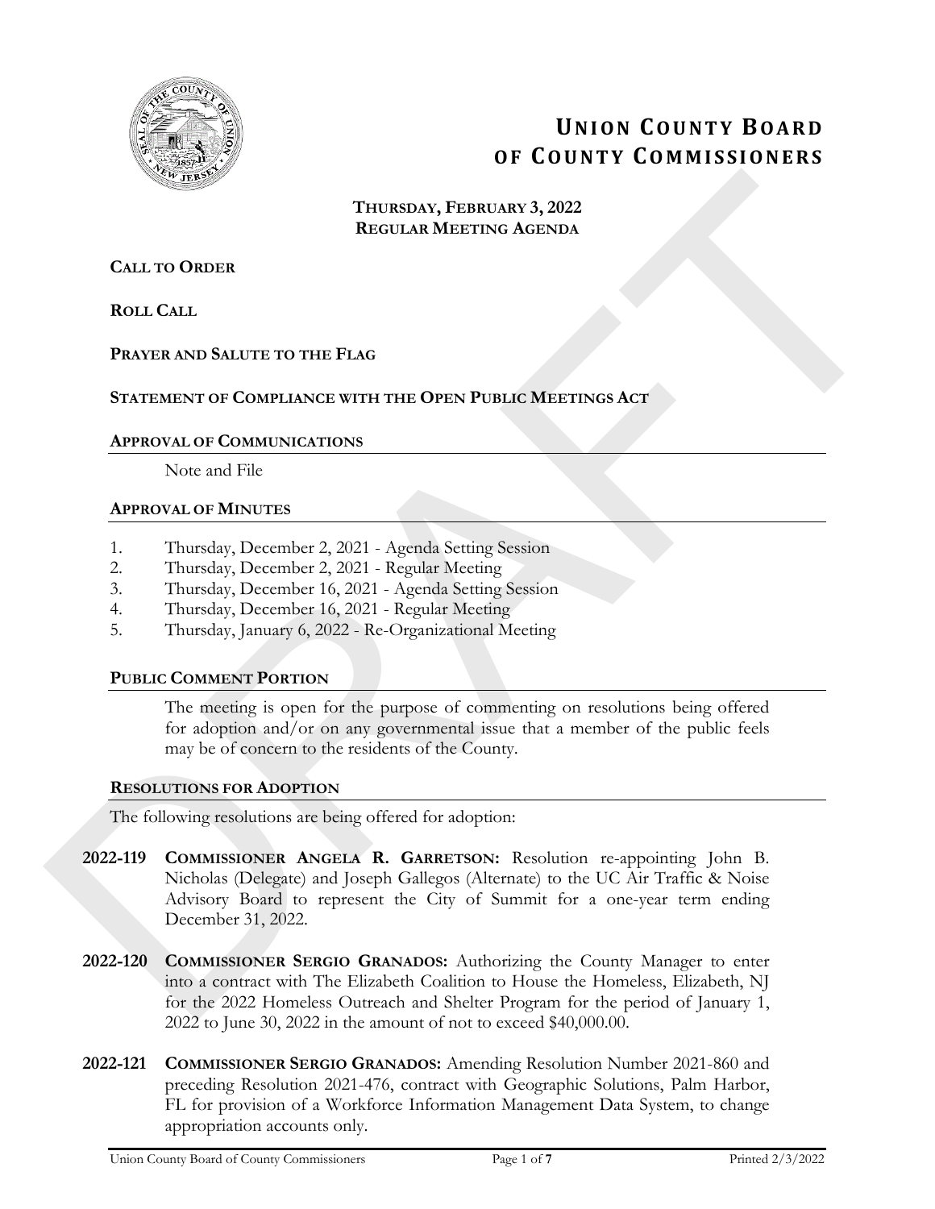# UNION COUNTY BOARD OF COUNTY COMMISSIONERS

**THURSDAY, FEBRUARY 3, 2022**
**REGULAR MEETING AGENDA**

**CALL TO ORDER**

**ROLL CALL**

**PRAYER AND SALUTE TO THE FLAG**

**STATEMENT OF COMPLIANCE WITH THE OPEN PUBLIC MEETINGS ACT**

## APPROVAL OF COMMUNICATIONS

Note and File

## APPROVAL OF MINUTES

1. Thursday, December 2, 2021 - Agenda Setting Session
2. Thursday, December 2, 2021 - Regular Meeting
3. Thursday, December 16, 2021 - Agenda Setting Session
4. Thursday, December 16, 2021 - Regular Meeting
5. Thursday, January 6, 2022 - Re-Organizational Meeting

## PUBLIC COMMENT PORTION

The meeting is open for the purpose of commenting on resolutions being offered for adoption and/or on any governmental issue that a member of the public feels may be of concern to the residents of the County.

## RESOLUTIONS FOR ADOPTION

The following resolutions are being offered for adoption:

**2022-119** **COMMISSIONER ANGELA R. GARRETSON:** Resolution re-appointing John B. Nicholas (Delegate) and Joseph Gallegos (Alternate) to the UC Air Traffic & Noise Advisory Board to represent the City of Summit for a one-year term ending December 31, 2022.

**2022-120** **COMMISSIONER SERGIO GRANADOS:** Authorizing the County Manager to enter into a contract with The Elizabeth Coalition to House the Homeless, Elizabeth, NJ for the 2022 Homeless Outreach and Shelter Program for the period of January 1, 2022 to June 30, 2022 in the amount of not to exceed $40,000.00.

**2022-121** **COMMISSIONER SERGIO GRANADOS:** Amending Resolution Number 2021-860 and preceding Resolution 2021-476, contract with Geographic Solutions, Palm Harbor, FL for provision of a Workforce Information Management Data System, to change appropriation accounts only.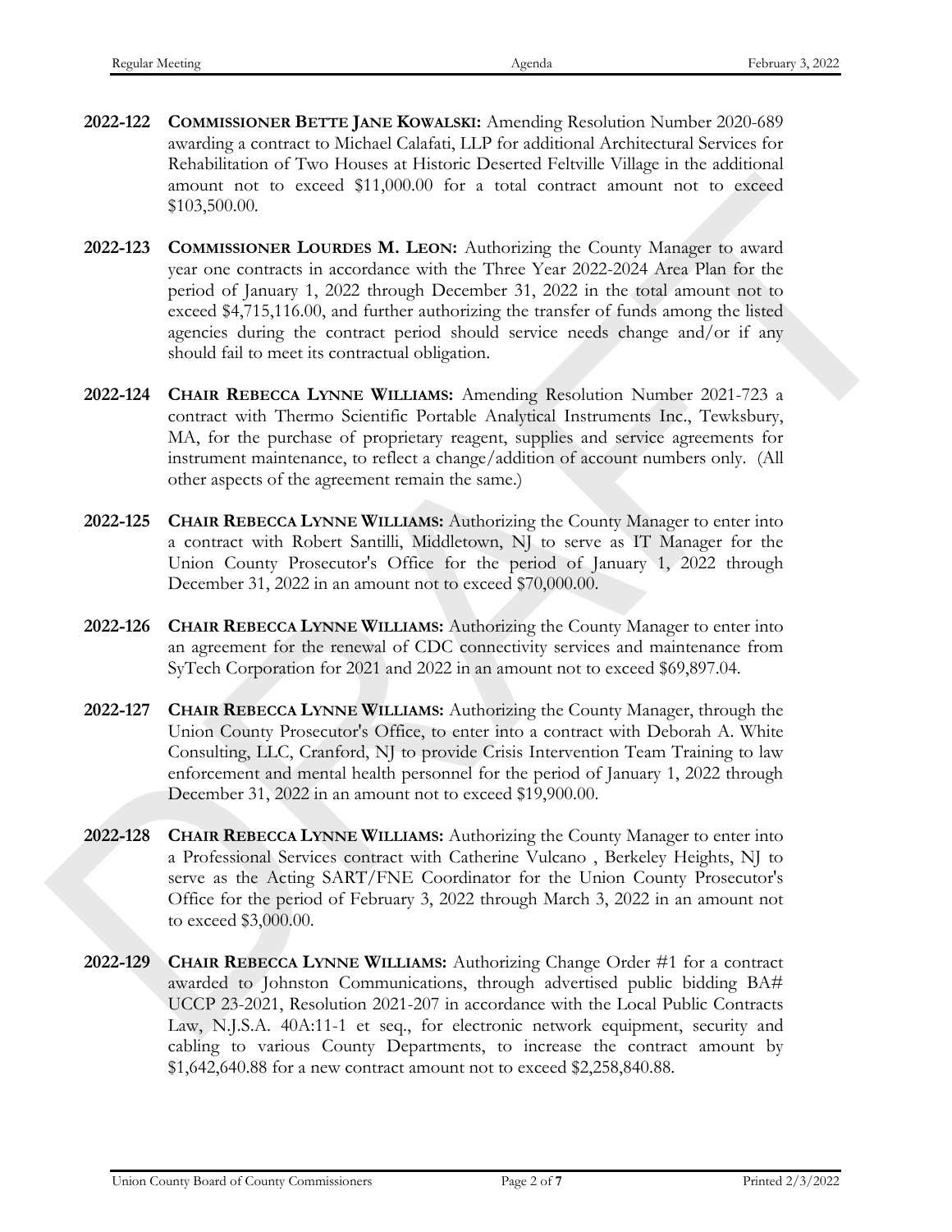**2022-122** **COMMISSIONER BETTE JANE KOWALSKI:** Amending Resolution Number 2020-689 awarding a contract to Michael Calafati, LLP for additional Architectural Services for Rehabilitation of Two Houses at Historic Deserted Feltville Village in the additional amount not to exceed $11,000.00 for a total contract amount not to exceed $103,500.00.

**2022-123** **COMMISSIONER LOURDES M. LEON:** Authorizing the County Manager to award year one contracts in accordance with the Three Year 2022-2024 Area Plan for the period of January 1, 2022 through December 31, 2022 in the total amount not to exceed $4,715,116.00, and further authorizing the transfer of funds among the listed agencies during the contract period should service needs change and/or if any should fail to meet its contractual obligation.

**2022-124** **CHAIR REBECCA LYNNE WILLIAMS:** Amending Resolution Number 2021-723 a contract with Thermo Scientific Portable Analytical Instruments Inc., Tewksbury, MA, for the purchase of proprietary reagent, supplies and service agreements for instrument maintenance, to reflect a change/addition of account numbers only. (All other aspects of the agreement remain the same.)

**2022-125** **CHAIR REBECCA LYNNE WILLIAMS:** Authorizing the County Manager to enter into a contract with Robert Santilli, Middletown, NJ to serve as IT Manager for the Union County Prosecutor's Office for the period of January 1, 2022 through December 31, 2022 in an amount not to exceed $70,000.00.

**2022-126** **CHAIR REBECCA LYNNE WILLIAMS:** Authorizing the County Manager to enter into an agreement for the renewal of CDC connectivity services and maintenance from SyTech Corporation for 2021 and 2022 in an amount not to exceed $69,897.04.

**2022-127** **CHAIR REBECCA LYNNE WILLIAMS:** Authorizing the County Manager, through the Union County Prosecutor's Office, to enter into a contract with Deborah A. White Consulting, LLC, Cranford, NJ to provide Crisis Intervention Team Training to law enforcement and mental health personnel for the period of January 1, 2022 through December 31, 2022 in an amount not to exceed $19,900.00.

**2022-128** **CHAIR REBECCA LYNNE WILLIAMS:** Authorizing the County Manager to enter into a Professional Services contract with Catherine Vulcano , Berkeley Heights, NJ to serve as the Acting SART/FNE Coordinator for the Union County Prosecutor's Office for the period of February 3, 2022 through March 3, 2022 in an amount not to exceed $3,000.00.

**2022-129** **CHAIR REBECCA LYNNE WILLIAMS:** Authorizing Change Order #1 for a contract awarded to Johnston Communications, through advertised public bidding BA# UCCP 23-2021, Resolution 2021-207 in accordance with the Local Public Contracts Law, N.J.S.A. 40A:11-1 et seq., for electronic network equipment, security and cabling to various County Departments, to increase the contract amount by $1,642,640.88 for a new contract amount not to exceed $2,258,840.88.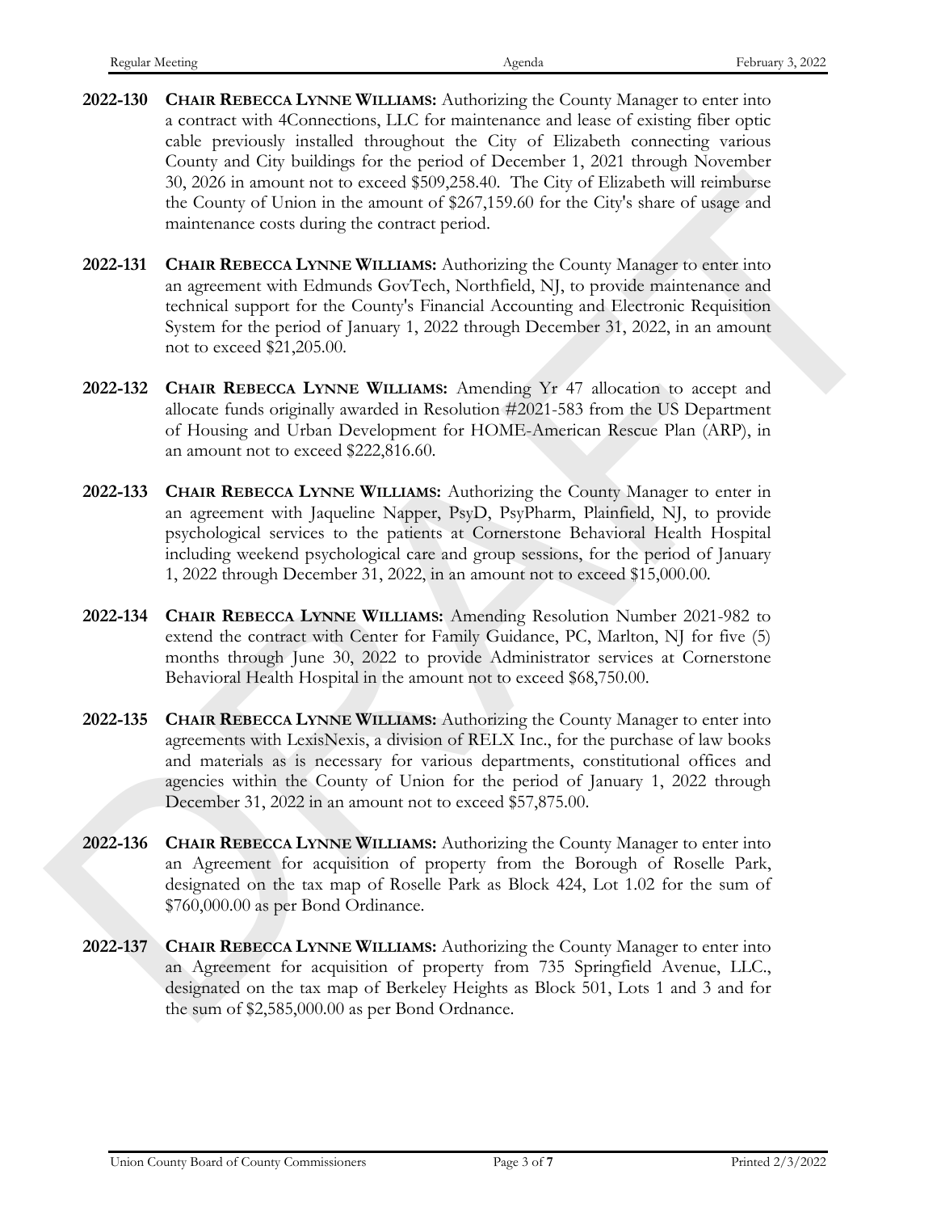**2022-130** **CHAIR REBECCA LYNNE WILLIAMS:** Authorizing the County Manager to enter into a contract with 4Connections, LLC for maintenance and lease of existing fiber optic cable previously installed throughout the City of Elizabeth connecting various County and City buildings for the period of December 1, 2021 through November 30, 2026 in amount not to exceed $509,258.40. The City of Elizabeth will reimburse the County of Union in the amount of $267,159.60 for the City's share of usage and maintenance costs during the contract period.

**2022-131** **CHAIR REBECCA LYNNE WILLIAMS:** Authorizing the County Manager to enter into an agreement with Edmunds GovTech, Northfield, NJ, to provide maintenance and technical support for the County's Financial Accounting and Electronic Requisition System for the period of January 1, 2022 through December 31, 2022, in an amount not to exceed $21,205.00.

**2022-132** **CHAIR REBECCA LYNNE WILLIAMS:** Amending Yr 47 allocation to accept and allocate funds originally awarded in Resolution #2021-583 from the US Department of Housing and Urban Development for HOME-American Rescue Plan (ARP), in an amount not to exceed $222,816.60.

**2022-133** **CHAIR REBECCA LYNNE WILLIAMS:** Authorizing the County Manager to enter in an agreement with Jaqueline Napper, PsyD, PsyPharm, Plainfield, NJ, to provide psychological services to the patients at Cornerstone Behavioral Health Hospital including weekend psychological care and group sessions, for the period of January 1, 2022 through December 31, 2022, in an amount not to exceed $15,000.00.

**2022-134** **CHAIR REBECCA LYNNE WILLIAMS:** Amending Resolution Number 2021-982 to extend the contract with Center for Family Guidance, PC, Marlton, NJ for five (5) months through June 30, 2022 to provide Administrator services at Cornerstone Behavioral Health Hospital in the amount not to exceed $68,750.00.

**2022-135** **CHAIR REBECCA LYNNE WILLIAMS:** Authorizing the County Manager to enter into agreements with LexisNexis, a division of RELX Inc., for the purchase of law books and materials as is necessary for various departments, constitutional offices and agencies within the County of Union for the period of January 1, 2022 through December 31, 2022 in an amount not to exceed $57,875.00.

**2022-136** **CHAIR REBECCA LYNNE WILLIAMS:** Authorizing the County Manager to enter into an Agreement for acquisition of property from the Borough of Roselle Park, designated on the tax map of Roselle Park as Block 424, Lot 1.02 for the sum of $760,000.00 as per Bond Ordinance.

**2022-137** **CHAIR REBECCA LYNNE WILLIAMS:** Authorizing the County Manager to enter into an Agreement for acquisition of property from 735 Springfield Avenue, LLC., designated on the tax map of Berkeley Heights as Block 501, Lots 1 and 3 and for the sum of $2,585,000.00 as per Bond Ordnance.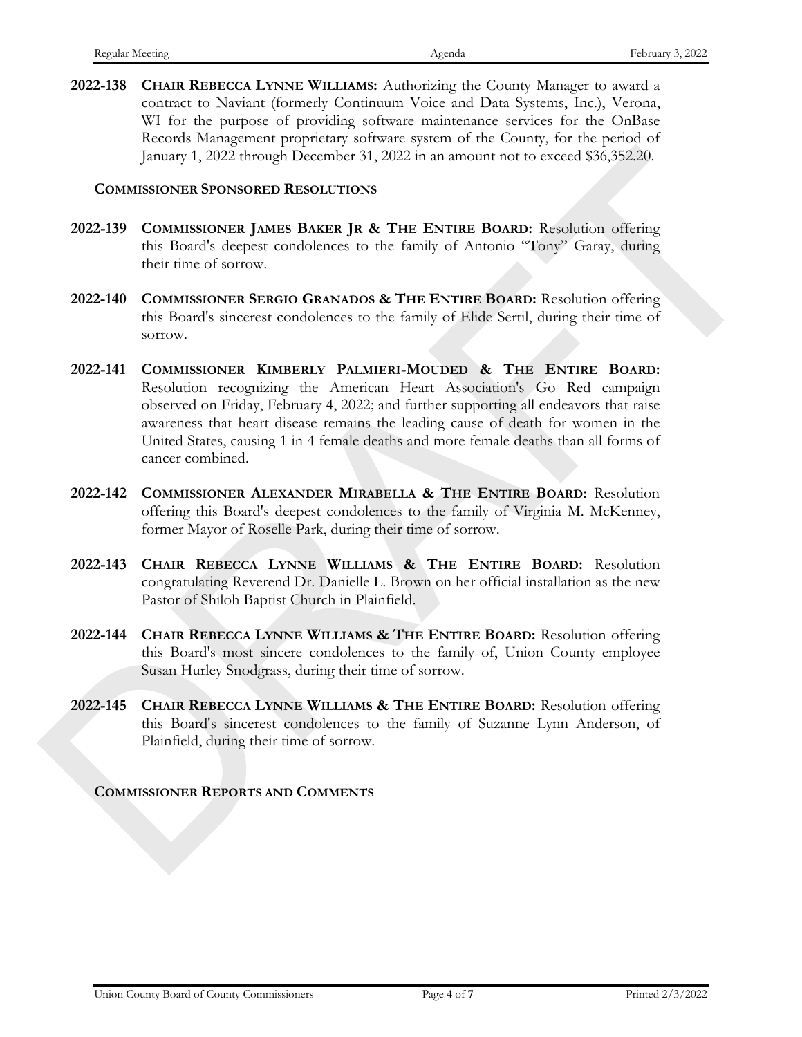**2022-138** **CHAIR REBECCA LYNNE WILLIAMS:** Authorizing the County Manager to award a contract to Naviant (formerly Continuum Voice and Data Systems, Inc.), Verona, WI for the purpose of providing software maintenance services for the OnBase Records Management proprietary software system of the County, for the period of January 1, 2022 through December 31, 2022 in an amount not to exceed $36,352.20.

## COMMISSIONER SPONSORED RESOLUTIONS

**2022-139** **COMMISSIONER JAMES BAKER JR & THE ENTIRE BOARD:** Resolution offering this Board's deepest condolences to the family of Antonio "Tony" Garay, during their time of sorrow.

**2022-140** **COMMISSIONER SERGIO GRANADOS & THE ENTIRE BOARD:** Resolution offering this Board's sincerest condolences to the family of Elide Sertil, during their time of sorrow.

**2022-141** **COMMISSIONER KIMBERLY PALMIERI-MOUDED & THE ENTIRE BOARD:** Resolution recognizing the American Heart Association's Go Red campaign observed on Friday, February 4, 2022; and further supporting all endeavors that raise awareness that heart disease remains the leading cause of death for women in the United States, causing 1 in 4 female deaths and more female deaths than all forms of cancer combined.

**2022-142** **COMMISSIONER ALEXANDER MIRABELLA & THE ENTIRE BOARD:** Resolution offering this Board's deepest condolences to the family of Virginia M. McKenney, former Mayor of Roselle Park, during their time of sorrow.

**2022-143** **CHAIR REBECCA LYNNE WILLIAMS & THE ENTIRE BOARD:** Resolution congratulating Reverend Dr. Danielle L. Brown on her official installation as the new Pastor of Shiloh Baptist Church in Plainfield.

**2022-144** **CHAIR REBECCA LYNNE WILLIAMS & THE ENTIRE BOARD:** Resolution offering this Board's most sincere condolences to the family of, Union County employee Susan Hurley Snodgrass, during their time of sorrow.

**2022-145** **CHAIR REBECCA LYNNE WILLIAMS & THE ENTIRE BOARD:** Resolution offering this Board's sincerest condolences to the family of Suzanne Lynn Anderson, of Plainfield, during their time of sorrow.

## COMMISSIONER REPORTS AND COMMENTS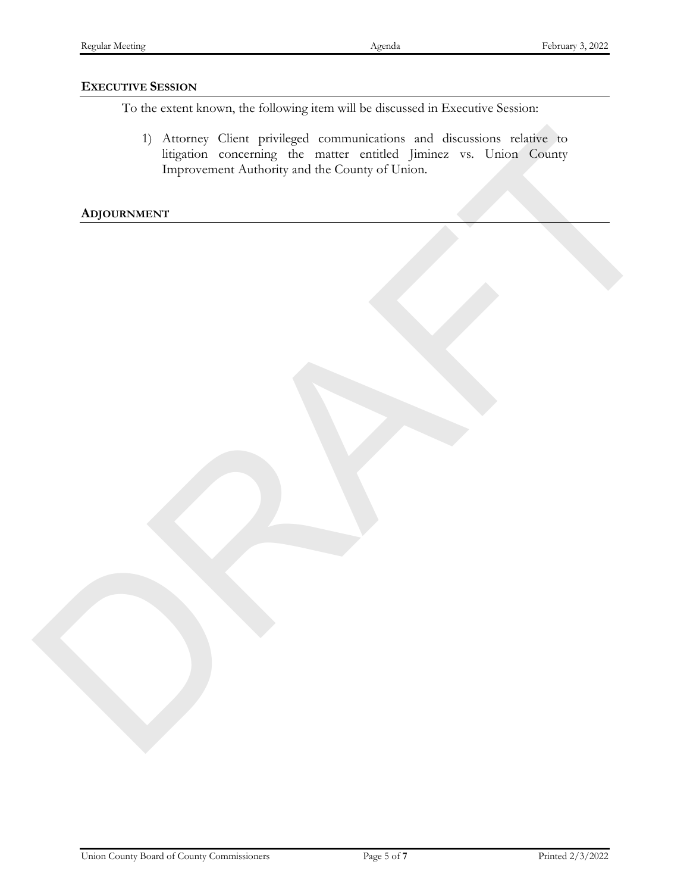## EXECUTIVE SESSION

To the extent known, the following item will be discussed in Executive Session:

1) Attorney Client privileged communications and discussions relative to litigation concerning the matter entitled Jiminez vs. Union County Improvement Authority and the County of Union.

## ADJOURNMENT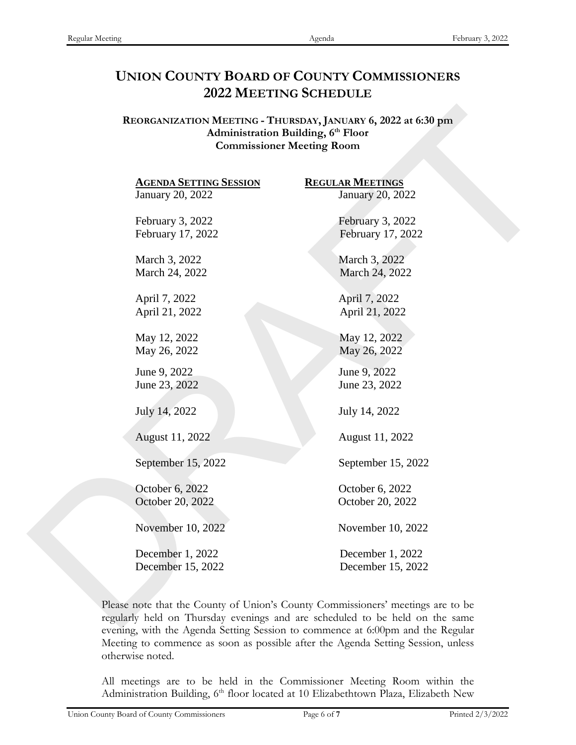# UNION COUNTY BOARD OF COUNTY COMMISSIONERS
# 2022 MEETING SCHEDULE

**REORGANIZATION MEETING - THURSDAY, JANUARY 6, 2022 at 6:30 pm**
**Administration Building, 6th Floor**
**Commissioner Meeting Room**

| AGENDA SETTING SESSION | REGULAR MEETINGS |
|---|---|
| January 20, 2022 | January 20, 2022 |
| February 3, 2022 | February 3, 2022 |
| February 17, 2022 | February 17, 2022 |
| March 3, 2022 | March 3, 2022 |
| March 24, 2022 | March 24, 2022 |
| April 7, 2022 | April 7, 2022 |
| April 21, 2022 | April 21, 2022 |
| May 12, 2022 | May 12, 2022 |
| May 26, 2022 | May 26, 2022 |
| June 9, 2022 | June 9, 2022 |
| June 23, 2022 | June 23, 2022 |
| July 14, 2022 | July 14, 2022 |
| August 11, 2022 | August 11, 2022 |
| September 15, 2022 | September 15, 2022 |
| October 6, 2022 | October 6, 2022 |
| October 20, 2022 | October 20, 2022 |
| November 10, 2022 | November 10, 2022 |
| December 1, 2022 | December 1, 2022 |
| December 15, 2022 | December 15, 2022 |

Please note that the County of Union's County Commissioners' meetings are to be regularly held on Thursday evenings and are scheduled to be held on the same evening, with the Agenda Setting Session to commence at 6:00pm and the Regular Meeting to commence as soon as possible after the Agenda Setting Session, unless otherwise noted.

All meetings are to be held in the Commissioner Meeting Room within the Administration Building, 6th floor located at 10 Elizabethtown Plaza, Elizabeth New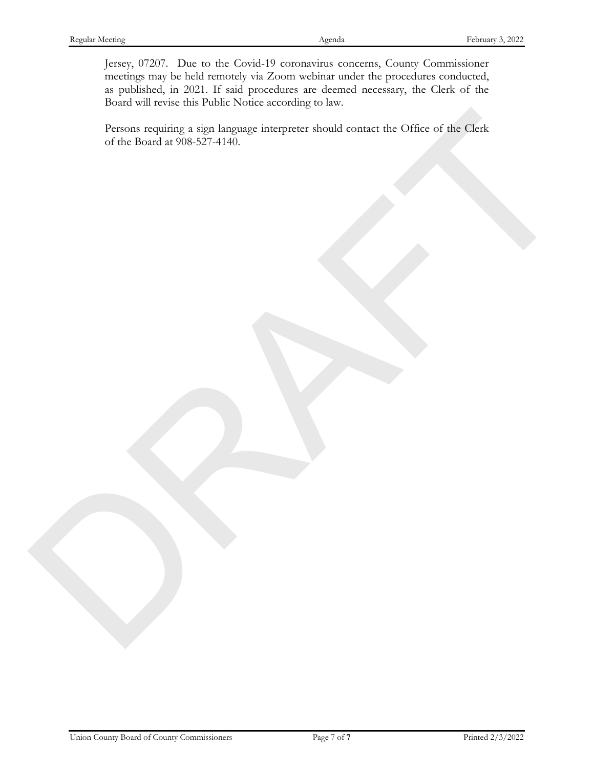Jersey, 07207. Due to the Covid-19 coronavirus concerns, County Commissioner meetings may be held remotely via Zoom webinar under the procedures conducted, as published, in 2021. If said procedures are deemed necessary, the Clerk of the Board will revise this Public Notice according to law.

Persons requiring a sign language interpreter should contact the Office of the Clerk of the Board at 908-527-4140.